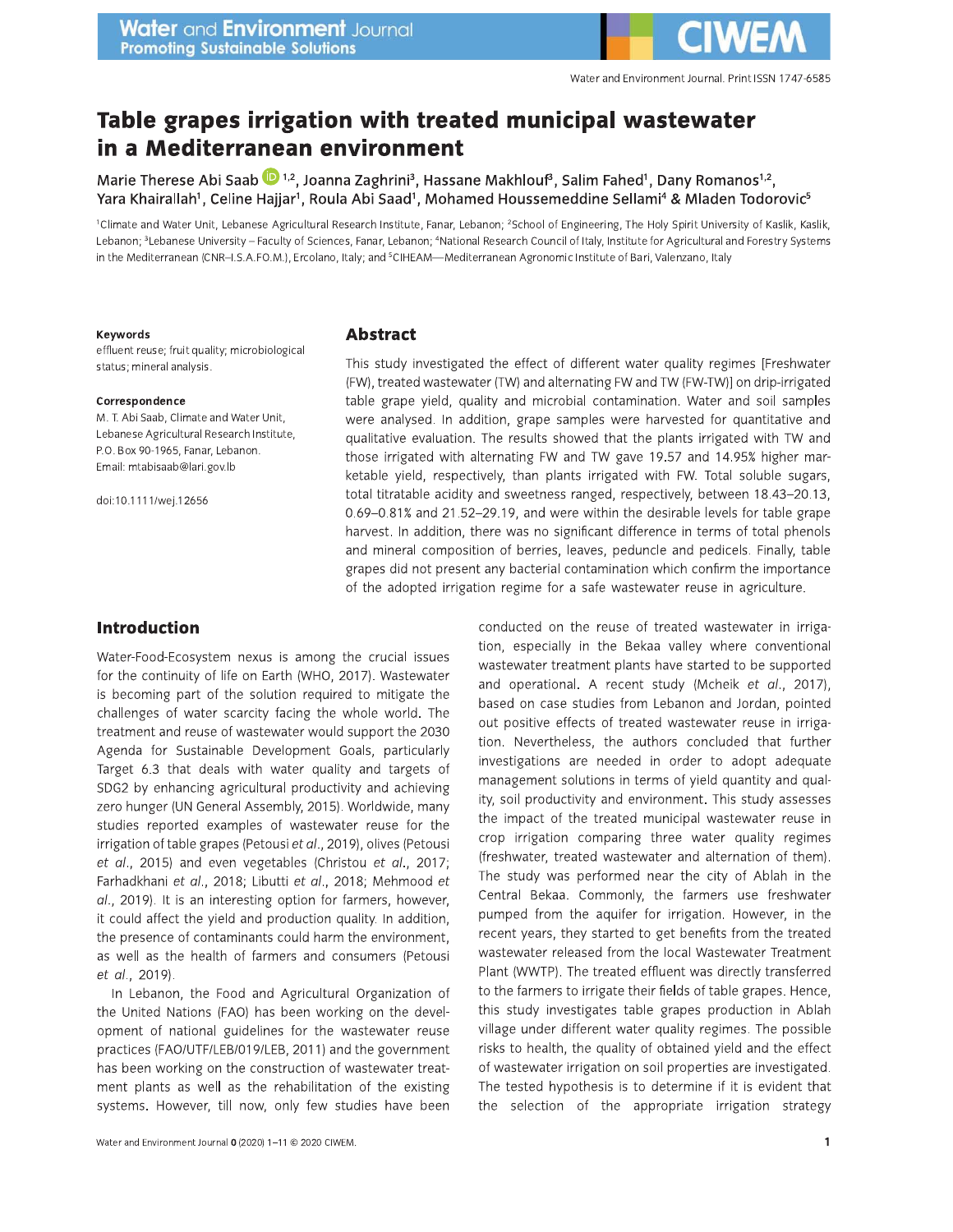# Table grapes irrigation with treated municipal wastewater in a Mediterranean environment

Marie Therese Abi Saab [1,2], Joanna Zaghrini[3], Hassane Makhlouf[3], Salim Fahed[1], Dany Romanos[1,2], Yara Khairallah[1], Celine Hajjar[1], Roula Abi Saad[1], Mohamed Houssemeddine Sellami[4] & Mladen Todorovic[5]

[1]Climate and Water Unit, Lebanese Agricultural Research Institute, Fanar, Lebanon; [2]School of Engineering, The Holy Spirit University of Kaslik, Kaslik, Lebanon; [3]Lebanese University – Faculty of Sciences, Fanar, Lebanon; [4]National Research Council of Italy, Institute for Agricultural and Forestry Systems in the Mediterranean (CNR–I.S.A.FO.M.), Ercolano, Italy; and [5]CIHEAM—Mediterranean Agronomic Institute of Bari, Valenzano, Italy

**Keywords**

effluent reuse; fruit quality; microbiological status; mineral analysis.

**Correspondence**

M. T. Abi Saab, Climate and Water Unit, Lebanese Agricultural Research Institute, P.O. Box 90-1965, Fanar, Lebanon. Email: mtabisaab@lari.gov.lb

doi:10.1111/wej.12656

## Abstract

This study investigated the effect of different water quality regimes [Freshwater (FW), treated wastewater (TW) and alternating FW and TW (FW-TW)] on drip-irrigated table grape yield, quality and microbial contamination. Water and soil samples were analysed. In addition, grape samples were harvested for quantitative and qualitative evaluation. The results showed that the plants irrigated with TW and those irrigated with alternating FW and TW gave 19.57 and 14.95% higher marketable yield, respectively, than plants irrigated with FW. Total soluble sugars, total titratable acidity and sweetness ranged, respectively, between 18.43–20.13, 0.69–0.81% and 21.52–29.19, and were within the desirable levels for table grape harvest. In addition, there was no significant difference in terms of total phenols and mineral composition of berries, leaves, peduncle and pedicels. Finally, table grapes did not present any bacterial contamination which confirm the importance of the adopted irrigation regime for a safe wastewater reuse in agriculture.

## Introduction

Water-Food-Ecosystem nexus is among the crucial issues for the continuity of life on Earth (WHO, 2017). Wastewater is becoming part of the solution required to mitigate the challenges of water scarcity facing the whole world. The treatment and reuse of wastewater would support the 2030 Agenda for Sustainable Development Goals, particularly Target 6.3 that deals with water quality and targets of SDG2 by enhancing agricultural productivity and achieving zero hunger (UN General Assembly, 2015). Worldwide, many studies reported examples of wastewater reuse for the irrigation of table grapes (Petousi *et al.*, 2019), olives (Petousi *et al.*, 2015) and even vegetables (Christou *et al.*, 2017; Farhadkhani *et al.*, 2018; Libutti *et al.*, 2018; Mehmood *et al.*, 2019). It is an interesting option for farmers, however, it could affect the yield and production quality. In addition, the presence of contaminants could harm the environment, as well as the health of farmers and consumers (Petousi *et al.*, 2019).

In Lebanon, the Food and Agricultural Organization of the United Nations (FAO) has been working on the development of national guidelines for the wastewater reuse practices (FAO/UTF/LEB/019/LEB, 2011) and the government has been working on the construction of wastewater treatment plants as well as the rehabilitation of the existing systems. However, till now, only few studies have been conducted on the reuse of treated wastewater in irrigation, especially in the Bekaa valley where conventional wastewater treatment plants have started to be supported and operational. A recent study (Mcheik *et al.*, 2017), based on case studies from Lebanon and Jordan, pointed out positive effects of treated wastewater reuse in irrigation. Nevertheless, the authors concluded that further investigations are needed in order to adopt adequate management solutions in terms of yield quantity and quality, soil productivity and environment. This study assesses the impact of the treated municipal wastewater reuse in crop irrigation comparing three water quality regimes (freshwater, treated wastewater and alternation of them). The study was performed near the city of Ablah in the Central Bekaa. Commonly, the farmers use freshwater pumped from the aquifer for irrigation. However, in the recent years, they started to get benefits from the treated wastewater released from the local Wastewater Treatment Plant (WWTP). The treated effluent was directly transferred to the farmers to irrigate their fields of table grapes. Hence, this study investigates table grapes production in Ablah village under different water quality regimes. The possible risks to health, the quality of obtained yield and the effect of wastewater irrigation on soil properties are investigated. The tested hypothesis is to determine if it is evident that the selection of the appropriate irrigation strategy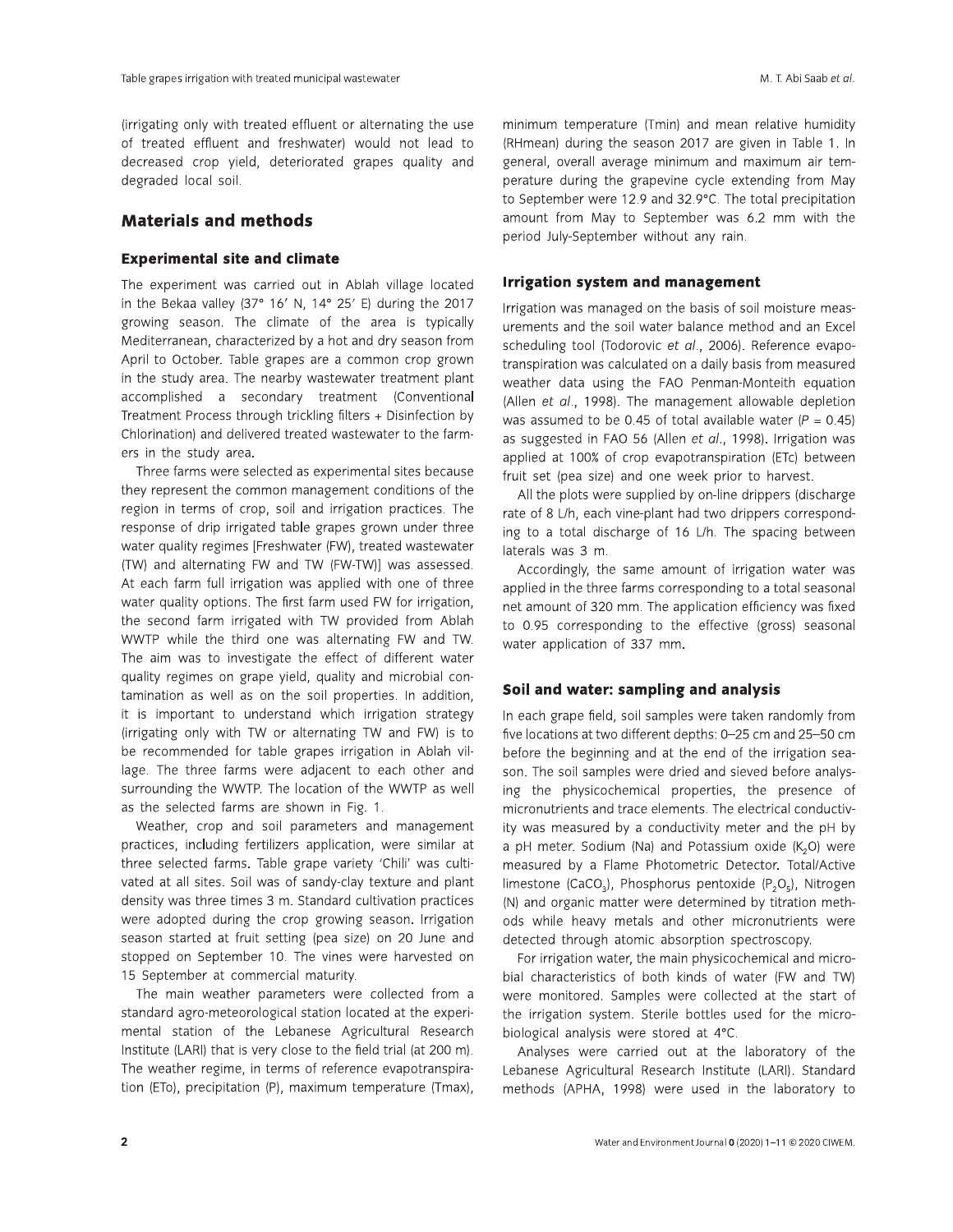(irrigating only with treated effluent or alternating the use of treated effluent and freshwater) would not lead to decreased crop yield, deteriorated grapes quality and degraded local soil.

## Materials and methods

### Experimental site and climate

The experiment was carried out in Ablah village located in the Bekaa valley (37° 16′ N, 14° 25′ E) during the 2017 growing season. The climate of the area is typically Mediterranean, characterized by a hot and dry season from April to October. Table grapes are a common crop grown in the study area. The nearby wastewater treatment plant accomplished a secondary treatment (Conventional Treatment Process through trickling filters + Disinfection by Chlorination) and delivered treated wastewater to the farmers in the study area.

Three farms were selected as experimental sites because they represent the common management conditions of the region in terms of crop, soil and irrigation practices. The response of drip irrigated table grapes grown under three water quality regimes [Freshwater (FW), treated wastewater (TW) and alternating FW and TW (FW-TW)] was assessed. At each farm full irrigation was applied with one of three water quality options. The first farm used FW for irrigation, the second farm irrigated with TW provided from Ablah WWTP while the third one was alternating FW and TW. The aim was to investigate the effect of different water quality regimes on grape yield, quality and microbial contamination as well as on the soil properties. In addition, it is important to understand which irrigation strategy (irrigating only with TW or alternating TW and FW) is to be recommended for table grapes irrigation in Ablah village. The three farms were adjacent to each other and surrounding the WWTP. The location of the WWTP as well as the selected farms are shown in Fig. 1.

Weather, crop and soil parameters and management practices, including fertilizers application, were similar at three selected farms. Table grape variety 'Chili' was cultivated at all sites. Soil was of sandy-clay texture and plant density was three times 3 m. Standard cultivation practices were adopted during the crop growing season. Irrigation season started at fruit setting (pea size) on 20 June and stopped on September 10. The vines were harvested on 15 September at commercial maturity.

The main weather parameters were collected from a standard agro-meteorological station located at the experimental station of the Lebanese Agricultural Research Institute (LARI) that is very close to the field trial (at 200 m). The weather regime, in terms of reference evapotranspiration (ETo), precipitation (P), maximum temperature (Tmax), minimum temperature (Tmin) and mean relative humidity (RHmean) during the season 2017 are given in Table 1. In general, overall average minimum and maximum air temperature during the grapevine cycle extending from May to September were 12.9 and 32.9°C. The total precipitation amount from May to September was 6.2 mm with the period July-September without any rain.

### Irrigation system and management

Irrigation was managed on the basis of soil moisture measurements and the soil water balance method and an Excel scheduling tool (Todorovic *et al.*, 2006). Reference evapotranspiration was calculated on a daily basis from measured weather data using the FAO Penman-Monteith equation (Allen *et al.*, 1998). The management allowable depletion was assumed to be 0.45 of total available water ($P = 0.45$) as suggested in FAO 56 (Allen *et al.*, 1998). Irrigation was applied at 100% of crop evapotranspiration (ETc) between fruit set (pea size) and one week prior to harvest.

All the plots were supplied by on-line drippers (discharge rate of 8 L/h, each vine-plant had two drippers corresponding to a total discharge of 16 L/h. The spacing between laterals was 3 m.

Accordingly, the same amount of irrigation water was applied in the three farms corresponding to a total seasonal net amount of 320 mm. The application efficiency was fixed to 0.95 corresponding to the effective (gross) seasonal water application of 337 mm.

### Soil and water: sampling and analysis

In each grape field, soil samples were taken randomly from five locations at two different depths: 0–25 cm and 25–50 cm before the beginning and at the end of the irrigation season. The soil samples were dried and sieved before analysing the physicochemical properties, the presence of micronutrients and trace elements. The electrical conductivity was measured by a conductivity meter and the pH by a pH meter. Sodium (Na) and Potassium oxide ($K_2O$) were measured by a Flame Photometric Detector. Total/Active limestone ($CaCO_3$), Phosphorus pentoxide ($P_2O_5$), Nitrogen (N) and organic matter were determined by titration methods while heavy metals and other micronutrients were detected through atomic absorption spectroscopy.

For irrigation water, the main physicochemical and microbial characteristics of both kinds of water (FW and TW) were monitored. Samples were collected at the start of the irrigation system. Sterile bottles used for the microbiological analysis were stored at 4°C.

Analyses were carried out at the laboratory of the Lebanese Agricultural Research Institute (LARI). Standard methods (APHA, 1998) were used in the laboratory to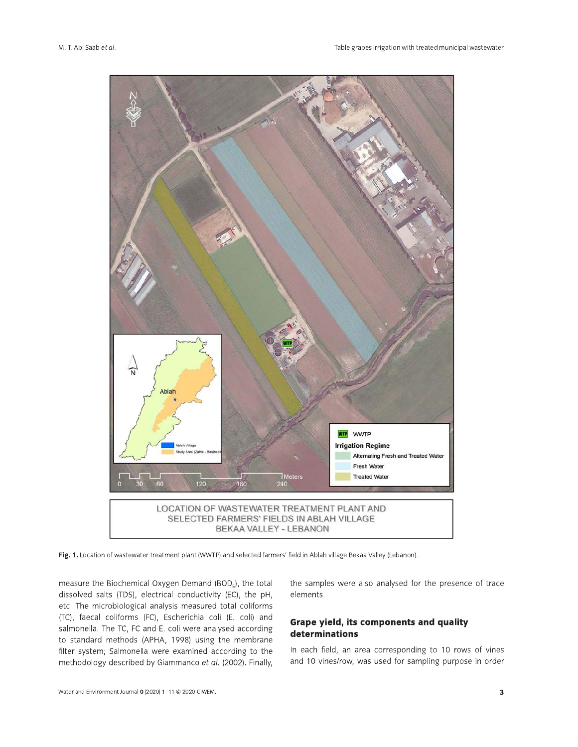Fig. 1. Location of wastewater treatment plant (WWTP) and selected farmers' field in Ablah village Bekaa Valley (Lebanon).

measure the Biochemical Oxygen Demand ($BOD_5$), the total dissolved salts (TDS), electrical conductivity (EC), the pH, etc. The microbiological analysis measured total coliforms (TC), faecal coliforms (FC), Escherichia coli (E. coli) and salmonella. The TC, FC and E. coli were analysed according to standard methods (APHA, 1998) using the membrane filter system; Salmonella were examined according to the methodology described by Giammanco *et al*. (2002). Finally, the samples were also analysed for the presence of trace elements.

## Grape yield, its components and quality determinations

In each field, an area corresponding to 10 rows of vines and 10 vines/row, was used for sampling purpose in order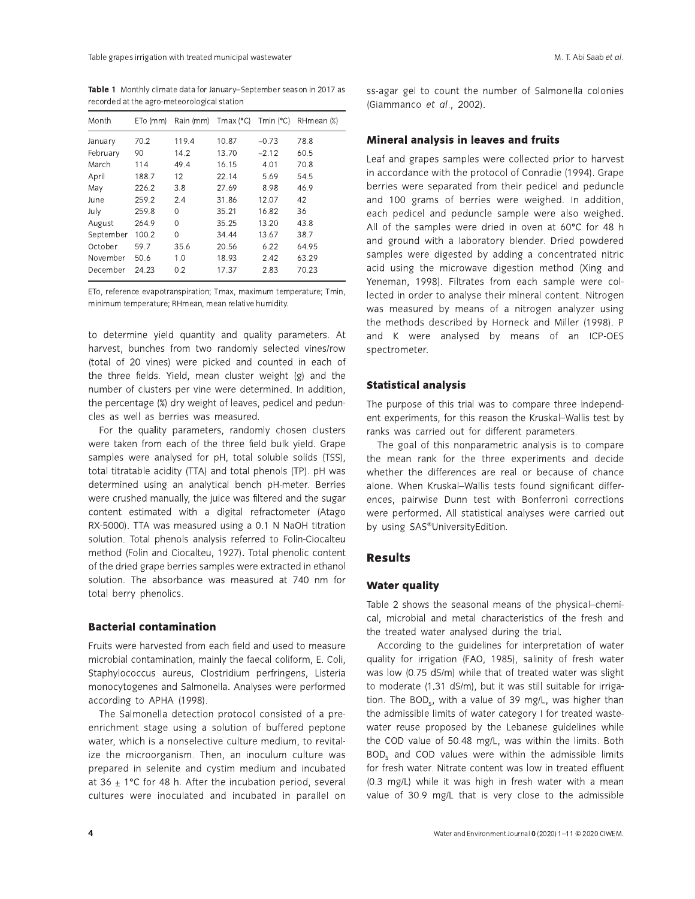**Table 1** Monthly climate data for January–September season in 2017 as recorded at the agro-meteorological station

| Month | ETo (mm) | Rain (mm) | Tmax (°C) | Tmin (°C) | RHmean (%) |
|---|---|---|---|---|---|
| January | 70.2 | 119.4 | 10.87 | −0.73 | 78.8 |
| February | 90 | 14.2 | 13.70 | −2.12 | 60.5 |
| March | 114 | 49.4 | 16.15 | 4.01 | 70.8 |
| April | 188.7 | 12 | 22.14 | 5.69 | 54.5 |
| May | 226.2 | 3.8 | 27.69 | 8.98 | 46.9 |
| June | 259.2 | 2.4 | 31.86 | 12.07 | 42 |
| July | 259.8 | 0 | 35.21 | 16.82 | 36 |
| August | 264.9 | 0 | 35.25 | 13.20 | 43.8 |
| September | 100.2 | 0 | 34.44 | 13.67 | 38.7 |
| October | 59.7 | 35.6 | 20.56 | 6.22 | 64.95 |
| November | 50.6 | 1.0 | 18.93 | 2.42 | 63.29 |
| December | 24.23 | 0.2 | 17.37 | 2.83 | 70.23 |

ETo, reference evapotranspiration; Tmax, maximum temperature; Tmin, minimum temperature; RHmean, mean relative humidity.

to determine yield quantity and quality parameters. At harvest, bunches from two randomly selected vines/row (total of 20 vines) were picked and counted in each of the three fields. Yield, mean cluster weight (g) and the number of clusters per vine were determined. In addition, the percentage (%) dry weight of leaves, pedicel and peduncles as well as berries was measured.

For the quality parameters, randomly chosen clusters were taken from each of the three field bulk yield. Grape samples were analysed for pH, total soluble solids (TSS), total titratable acidity (TTA) and total phenols (TP). pH was determined using an analytical bench pH-meter. Berries were crushed manually, the juice was filtered and the sugar content estimated with a digital refractometer (Atago RX-5000). TTA was measured using a 0.1 N NaOH titration solution. Total phenols analysis referred to Folin-Ciocalteu method (Folin and Ciocalteu, 1927). Total phenolic content of the dried grape berries samples were extracted in ethanol solution. The absorbance was measured at 740 nm for total berry phenolics.

### Bacterial contamination

Fruits were harvested from each field and used to measure microbial contamination, mainly the faecal coliform, E. Coli, Staphylococcus aureus, Clostridium perfringens, Listeria monocytogenes and Salmonella. Analyses were performed according to APHA (1998).

The Salmonella detection protocol consisted of a pre-enrichment stage using a solution of buffered peptone water, which is a nonselective culture medium, to revitalize the microorganism. Then, an inoculum culture was prepared in selenite and cystim medium and incubated at 36 ± 1°C for 48 h. After the incubation period, several cultures were inoculated and incubated in parallel on ss-agar gel to count the number of Salmonella colonies (Giammanco *et al.*, 2002).

### Mineral analysis in leaves and fruits

Leaf and grapes samples were collected prior to harvest in accordance with the protocol of Conradie (1994). Grape berries were separated from their pedicel and peduncle and 100 grams of berries were weighed. In addition, each pedicel and peduncle sample were also weighed. All of the samples were dried in oven at 60°C for 48 h and ground with a laboratory blender. Dried powdered samples were digested by adding a concentrated nitric acid using the microwave digestion method (Xing and Yeneman, 1998). Filtrates from each sample were collected in order to analyse their mineral content. Nitrogen was measured by means of a nitrogen analyzer using the methods described by Horneck and Miller (1998). P and K were analysed by means of an ICP-OES spectrometer.

### Statistical analysis

The purpose of this trial was to compare three independent experiments, for this reason the Kruskal–Wallis test by ranks was carried out for different parameters.

The goal of this nonparametric analysis is to compare the mean rank for the three experiments and decide whether the differences are real or because of chance alone. When Kruskal–Wallis tests found significant differences, pairwise Dunn test with Bonferroni corrections were performed. All statistical analyses were carried out by using SAS®UniversityEdition.

## Results

### Water quality

Table 2 shows the seasonal means of the physical–chemical, microbial and metal characteristics of the fresh and the treated water analysed during the trial.

According to the guidelines for interpretation of water quality for irrigation (FAO, 1985), salinity of fresh water was low (0.75 dS/m) while that of treated water was slight to moderate (1.31 dS/m), but it was still suitable for irrigation. The $BOD_5$, with a value of 39 mg/L, was higher than the admissible limits of water category I for treated wastewater reuse proposed by the Lebanese guidelines while the COD value of 50.48 mg/L, was within the limits. Both $BOD_5$ and COD values were within the admissible limits for fresh water. Nitrate content was low in treated effluent (0.3 mg/L) while it was high in fresh water with a mean value of 30.9 mg/L that is very close to the admissible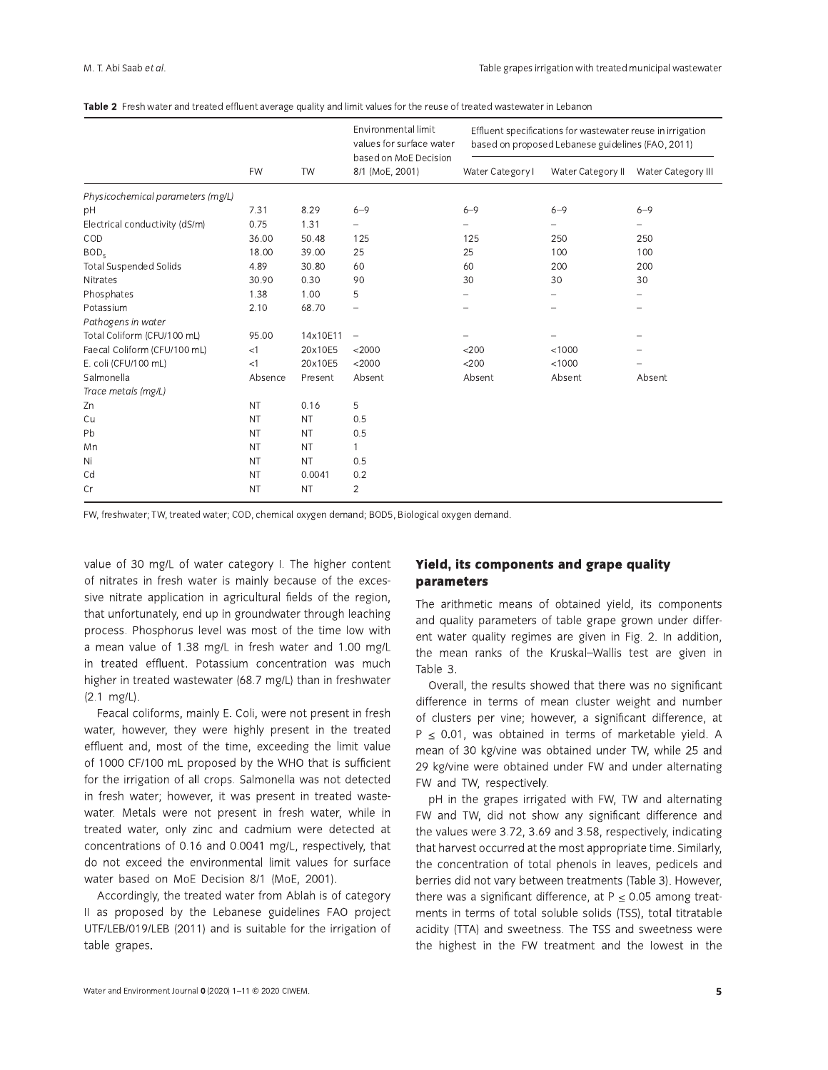**Table 2** Fresh water and treated effluent average quality and limit values for the reuse of treated wastewater in Lebanon

| | FW | TW | Environmental limit values for surface water based on MoE Decision 8/1 (MoE, 2001) | Effluent specifications for wastewater reuse in irrigation based on proposed Lebanese guidelines (FAO, 2011) | | |
|---|---|---|---|---|---|---|
| | | | | Water Category I | Water Category II | Water Category III |
| *Physicochemical parameters (mg/L)* | | | | | | |
| pH | 7.31 | 8.29 | 6–9 | 6–9 | 6–9 | 6–9 |
| Electrical conductivity (dS/m) | 0.75 | 1.31 | – | – | – | – |
| COD | 36.00 | 50.48 | 125 | 125 | 250 | 250 |
| $BOD_5$ | 18.00 | 39.00 | 25 | 25 | 100 | 100 |
| Total Suspended Solids | 4.89 | 30.80 | 60 | 60 | 200 | 200 |
| Nitrates | 30.90 | 0.30 | 90 | 30 | 30 | 30 |
| Phosphates | 1.38 | 1.00 | 5 | – | – | – |
| Potassium | 2.10 | 68.70 | – | – | – | – |
| *Pathogens in water* | | | | | | |
| Total Coliform (CFU/100 mL) | 95.00 | 14x10E11 | – | – | – | – |
| Faecal Coliform (CFU/100 mL) | <1 | 20x10E5 | <2000 | <200 | <1000 | – |
| E. coli (CFU/100 mL) | <1 | 20x10E5 | <2000 | <200 | <1000 | – |
| Salmonella | Absence | Present | Absent | Absent | Absent | Absent |
| *Trace metals (mg/L)* | | | | | | |
| Zn | NT | 0.16 | 5 | | | |
| Cu | NT | NT | 0.5 | | | |
| Pb | NT | NT | 0.5 | | | |
| Mn | NT | NT | 1 | | | |
| Ni | NT | NT | 0.5 | | | |
| Cd | NT | 0.0041 | 0.2 | | | |
| Cr | NT | NT | 2 | | | |

FW, freshwater; TW, treated water; COD, chemical oxygen demand; BOD5, Biological oxygen demand.

value of 30 mg/L of water category I. The higher content of nitrates in fresh water is mainly because of the excessive nitrate application in agricultural fields of the region, that unfortunately, end up in groundwater through leaching process. Phosphorus level was most of the time low with a mean value of 1.38 mg/L in fresh water and 1.00 mg/L in treated effluent. Potassium concentration was much higher in treated wastewater (68.7 mg/L) than in freshwater (2.1 mg/L).

Feacal coliforms, mainly E. Coli, were not present in fresh water, however, they were highly present in the treated effluent and, most of the time, exceeding the limit value of 1000 CF/100 mL proposed by the WHO that is sufficient for the irrigation of all crops. Salmonella was not detected in fresh water; however, it was present in treated wastewater. Metals were not present in fresh water, while in treated water, only zinc and cadmium were detected at concentrations of 0.16 and 0.0041 mg/L, respectively, that do not exceed the environmental limit values for surface water based on MoE Decision 8/1 (MoE, 2001).

Accordingly, the treated water from Ablah is of category II as proposed by the Lebanese guidelines FAO project UTF/LEB/019/LEB (2011) and is suitable for the irrigation of table grapes.

## Yield, its components and grape quality parameters

The arithmetic means of obtained yield, its components and quality parameters of table grape grown under different water quality regimes are given in Fig. 2. In addition, the mean ranks of the Kruskal–Wallis test are given in Table 3.

Overall, the results showed that there was no significant difference in terms of mean cluster weight and number of clusters per vine; however, a significant difference, at $P \leq 0.01$, was obtained in terms of marketable yield. A mean of 30 kg/vine was obtained under TW, while 25 and 29 kg/vine were obtained under FW and under alternating FW and TW, respectively.

pH in the grapes irrigated with FW, TW and alternating FW and TW, did not show any significant difference and the values were 3.72, 3.69 and 3.58, respectively, indicating that harvest occurred at the most appropriate time. Similarly, the concentration of total phenols in leaves, pedicels and berries did not vary between treatments (Table 3). However, there was a significant difference, at $P \leq 0.05$ among treatments in terms of total soluble solids (TSS), total titratable acidity (TTA) and sweetness. The TSS and sweetness were the highest in the FW treatment and the lowest in the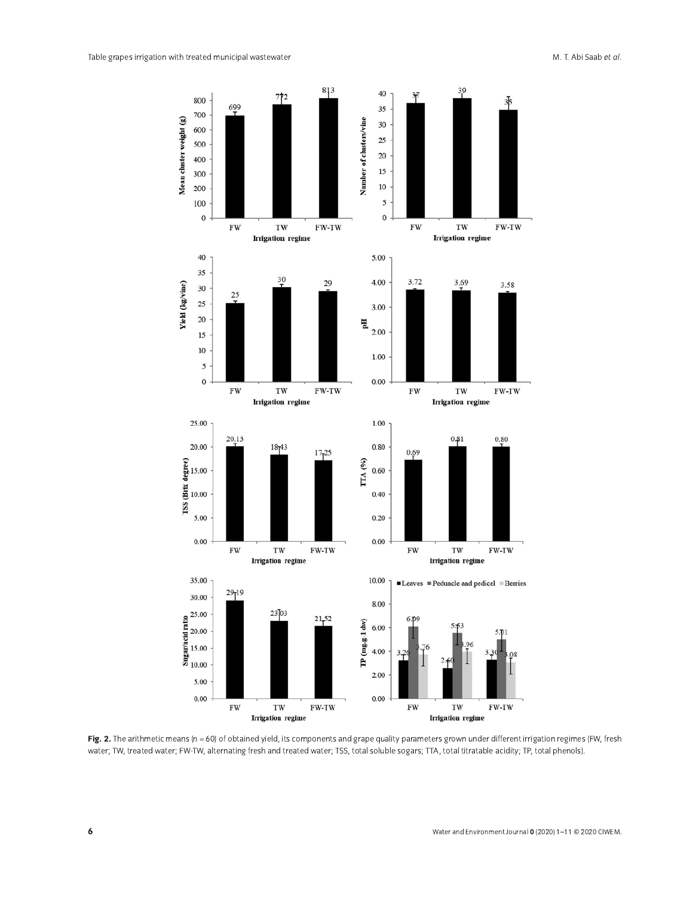**Fig. 2.** The arithmetic means ($n$ = 60) of obtained yield, its components and grape quality parameters grown under different irrigation regimes (FW, fresh water; TW, treated water; FW-TW, alternating fresh and treated water; TSS, total soluble sogars; TTA, total titratable acidity; TP, total phenols).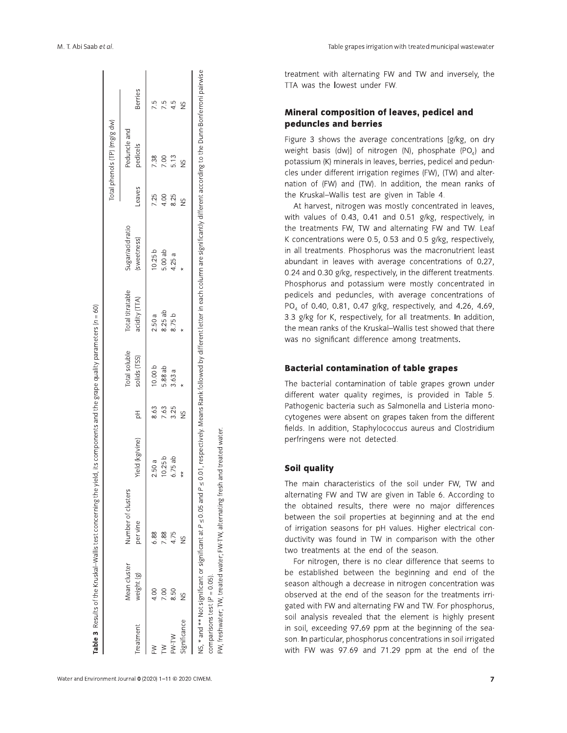**Table 3** Results of the Kruskal–Wallis test concerning the yield, its components and the grape quality parameters (n = 60)

| Treatment | Mean cluster weight (g) | Number of clusters per vine | Yield (kg/vine) | pH | Total soluble solids (TSS) | Total titratable acidity (TTA) | Sugar/acid ratio (sweetness) | Total phenols (TP) (mg/g dw) | | |
|---|---|---|---|---|---|---|---|---|---|---|
| | | | | | | | | Leaves | Peduncle and pedicels | Berries |
| FW | 4.00 | 6.88 | 2.50 a | 8.63 | 10.00 b | 2.50 a | 10.25 b | 7.25 | 7.38 | 7.5 |
| TW | 7.00 | 7.88 | 10.25 b | 7.63 | 5.88 ab | 8.25 ab | 5.00 ab | 4.00 | 7.00 | 7.5 |
| FW-TW | 8.50 | 4.75 | 6.75 ab | 3.25 | 3.63 a | 8.75 b | 4.25 a | 8.25 | 5.13 | 4.5 |
| Significance | NS | NS | ** | NS | * | * | * | NS | NS | NS |

NS, * and ** Not significant or significant at $P \leq 0.05$ and $P \leq 0.01$, respectively. Means Rank followed by different letter in each column are significantly different according to the Dunn-Bonferroni pairwise comparisons test ($P = 0.05$).

FW, freshwater; TW, treated water; FW-TW, alternating fresh and treated water.

treatment with alternating FW and TW and inversely, the TTA was the lowest under FW.

## Mineral composition of leaves, pedicel and peduncles and berries

Figure 3 shows the average concentrations [g/kg, on dry weight basis (dw)] of nitrogen (N), phosphate ($PO_4$) and potassium (K) minerals in leaves, berries, pedicel and peduncles under different irrigation regimes (FW), (TW) and alternation of (FW) and (TW). In addition, the mean ranks of the Kruskal–Wallis test are given in Table 4.

At harvest, nitrogen was mostly concentrated in leaves, with values of 0.43, 0.41 and 0.51 g/kg, respectively, in the treatments FW, TW and alternating FW and TW. Leaf K concentrations were 0.5, 0.53 and 0.5 g/kg, respectively, in all treatments. Phosphorus was the macronutrient least abundant in leaves with average concentrations of 0.27, 0.24 and 0.30 g/kg, respectively, in the different treatments. Phosphorus and potassium were mostly concentrated in pedicels and peduncles, with average concentrations of $PO_4$ of 0.40, 0.81, 0.47 g/kg, respectively, and 4.26, 4.69, 3.3 g/kg for K, respectively, for all treatments. In addition, the mean ranks of the Kruskal–Wallis test showed that there was no significant difference among treatments.

## Bacterial contamination of table grapes

The bacterial contamination of table grapes grown under different water quality regimes, is provided in Table 5. Pathogenic bacteria such as Salmonella and Listeria monocytogenes were absent on grapes taken from the different fields. In addition, Staphylococcus aureus and Clostridium perfringens were not detected.

## Soil quality

The main characteristics of the soil under FW, TW and alternating FW and TW are given in Table 6. According to the obtained results, there were no major differences between the soil properties at beginning and at the end of irrigation seasons for pH values. Higher electrical conductivity was found in TW in comparison with the other two treatments at the end of the season.

For nitrogen, there is no clear difference that seems to be established between the beginning and end of the season although a decrease in nitrogen concentration was observed at the end of the season for the treatments irrigated with FW and alternating FW and TW. For phosphorus, soil analysis revealed that the element is highly present in soil, exceeding 97.69 ppm at the beginning of the season. In particular, phosphorus concentrations in soil irrigated with FW was 97.69 and 71.29 ppm at the end of the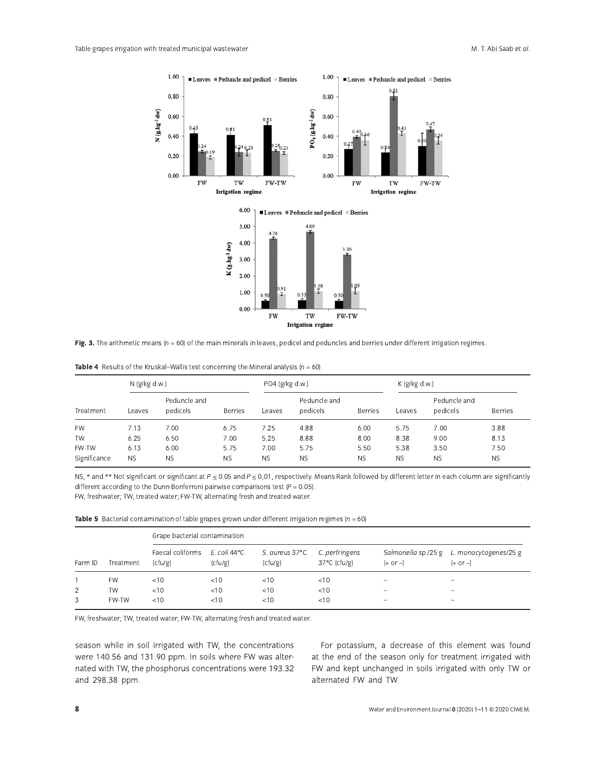**Fig. 3.** The arithmetic means ($n$ = 60) of the main minerals in leaves, pedicel and peduncles and berries under different irrigation regimes.

**Table 4** Results of the Kruskal–Wallis test concerning the Mineral analysis ($n$ = 60)

| | N (g/kg d.w.) | | | PO4 (g/kg d.w.) | | | K (g/kg d.w.) | | |
|---|---|---|---|---|---|---|---|---|---|
| Treatment | Leaves | Peduncle and pedicels | Berries | Leaves | Peduncle and pedicels | Berries | Leaves | Peduncle and pedicels | Berries |
| FW | 7.13 | 7.00 | 6.75 | 7.25 | 4.88 | 6.00 | 5.75 | 7.00 | 3.88 |
| TW | 6.25 | 6.50 | 7.00 | 5.25 | 8.88 | 8.00 | 8.38 | 9.00 | 8.13 |
| FW-TW | 6.13 | 6.00 | 5.75 | 7.00 | 5.75 | 5.50 | 5.38 | 3.50 | 7.50 |
| Significance | NS | NS | NS | NS | NS | NS | NS | NS | NS |

NS, * and ** Not significant or significant at $P \leq 0.05$ and $P \leq 0{,}01$, respectively. Means Rank followed by different letter in each column are significantly different according to the Dunn-Bonferroni pairwise comparisons test ($P$ = 0.05).
FW, freshwater; TW, treated water; FW-TW, alternating fresh and treated water.

**Table 5** Bacterial contamination of table grapes grown under different irrigation regimes ($n$ = 60)

| | | Grape bacterial contamination | | | | | |
|---|---|---|---|---|---|---|---|
| Farm ID | Treatment | Faecal coliforms (cfu/g) | *E. coli* 44°C (cfu/g) | *S. aureus* 37°C (cfu/g) | *C. perfringens* 37°C (cfu/g) | *Salmonella* sp./25 g (+ or −) | *L. monocytogenes*/25 g (+ or −) |
| 1 | FW | <10 | <10 | <10 | <10 | − | − |
| 2 | TW | <10 | <10 | <10 | <10 | − | − |
| 3 | FW-TW | <10 | <10 | <10 | <10 | − | − |

FW, freshwater; TW, treated water; FW-TW, alternating fresh and treated water.

season while in soil irrigated with TW, the concentrations were 140.56 and 131.90 ppm. In soils where FW was alternated with TW, the phosphorus concentrations were 193.32 and 298.38 ppm.

For potassium, a decrease of this element was found at the end of the season only for treatment irrigated with FW and kept unchanged in soils irrigated with only TW or alternated FW and TW.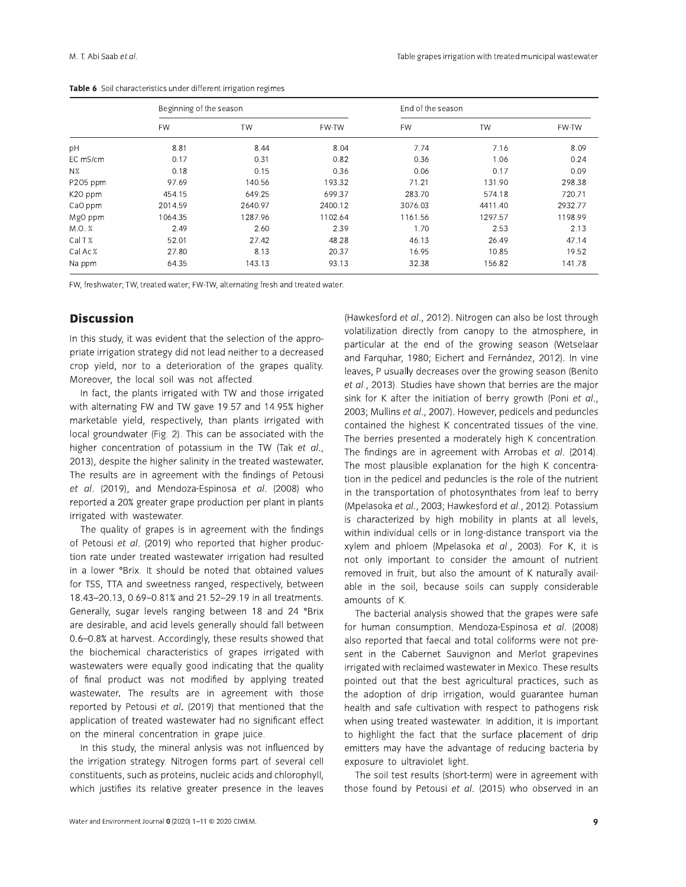**Table 6** Soil characteristics under different irrigation regimes

| | Beginning of the season | | | End of the season | | |
|---|---|---|---|---|---|---|
| | FW | TW | FW-TW | FW | TW | FW-TW |
| pH | 8.81 | 8.44 | 8.04 | 7.74 | 7.16 | 8.09 |
| EC mS/cm | 0.17 | 0.31 | 0.82 | 0.36 | 1.06 | 0.24 |
| N% | 0.18 | 0.15 | 0.36 | 0.06 | 0.17 | 0.09 |
| P2O5 ppm | 97.69 | 140.56 | 193.32 | 71.21 | 131.90 | 298.38 |
| K2O ppm | 454.15 | 649.25 | 699.37 | 283.70 | 574.18 | 720.71 |
| CaO ppm | 2014.59 | 2640.97 | 2400.12 | 3076.03 | 4411.40 | 2932.77 |
| MgO ppm | 1064.35 | 1287.96 | 1102.64 | 1161.56 | 1297.57 | 1198.99 |
| M.O. % | 2.49 | 2.60 | 2.39 | 1.70 | 2.53 | 2.13 |
| Cal T % | 52.01 | 27.42 | 48.28 | 46.13 | 26.49 | 47.14 |
| Cal Ac % | 27.80 | 8.13 | 20.37 | 16.95 | 10.85 | 19.52 |
| Na ppm | 64.35 | 143.13 | 93.13 | 32.38 | 156.82 | 141.78 |

FW, freshwater; TW, treated water; FW-TW, alternating fresh and treated water.

## Discussion

In this study, it was evident that the selection of the appropriate irrigation strategy did not lead neither to a decreased crop yield, nor to a deterioration of the grapes quality. Moreover, the local soil was not affected.

In fact, the plants irrigated with TW and those irrigated with alternating FW and TW gave 19.57 and 14.95% higher marketable yield, respectively, than plants irrigated with local groundwater (Fig. 2). This can be associated with the higher concentration of potassium in the TW (Tak *et al*., 2013), despite the higher salinity in the treated wastewater. The results are in agreement with the findings of Petousi *et al*. (2019), and Mendoza-Espinosa *et al*. (2008) who reported a 20% greater grape production per plant in plants irrigated with wastewater.

The quality of grapes is in agreement with the findings of Petousi *et al*. (2019) who reported that higher production rate under treated wastewater irrigation had resulted in a lower °Brix. It should be noted that obtained values for TSS, TTA and sweetness ranged, respectively, between 18.43–20.13, 0.69–0.81% and 21.52–29.19 in all treatments. Generally, sugar levels ranging between 18 and 24 °Brix are desirable, and acid levels generally should fall between 0.6–0.8% at harvest. Accordingly, these results showed that the biochemical characteristics of grapes irrigated with wastewaters were equally good indicating that the quality of final product was not modified by applying treated wastewater. The results are in agreement with those reported by Petousi *et al*. (2019) that mentioned that the application of treated wastewater had no significant effect on the mineral concentration in grape juice.

In this study, the mineral anlysis was not influenced by the irrigation strategy. Nitrogen forms part of several cell constituents, such as proteins, nucleic acids and chlorophyll, which justifies its relative greater presence in the leaves (Hawkesford *et al*., 2012). Nitrogen can also be lost through volatilization directly from canopy to the atmosphere, in particular at the end of the growing season (Wetselaar and Farquhar, 1980; Eichert and Fernández, 2012). In vine leaves, P usually decreases over the growing season (Benito *et al*., 2013). Studies have shown that berries are the major sink for K after the initiation of berry growth (Poni *et al*., 2003; Mullins *et al*., 2007). However, pedicels and peduncles contained the highest K concentrated tissues of the vine. The berries presented a moderately high K concentration. The findings are in agreement with Arrobas *et al*. (2014). The most plausible explanation for the high K concentration in the pedicel and peduncles is the role of the nutrient in the transportation of photosynthates from leaf to berry (Mpelasoka *et al*., 2003; Hawkesford *et al*., 2012). Potassium is characterized by high mobility in plants at all levels, within individual cells or in long-distance transport via the xylem and phloem (Mpelasoka *et al*., 2003). For K, it is not only important to consider the amount of nutrient removed in fruit, but also the amount of K naturally available in the soil, because soils can supply considerable amounts of K.

The bacterial analysis showed that the grapes were safe for human consumption. Mendoza-Espinosa *et al*. (2008) also reported that faecal and total coliforms were not present in the Cabernet Sauvignon and Merlot grapevines irrigated with reclaimed wastewater in Mexico. These results pointed out that the best agricultural practices, such as the adoption of drip irrigation, would guarantee human health and safe cultivation with respect to pathogens risk when using treated wastewater. In addition, it is important to highlight the fact that the surface placement of drip emitters may have the advantage of reducing bacteria by exposure to ultraviolet light.

The soil test results (short-term) were in agreement with those found by Petousi *et al*. (2015) who observed in an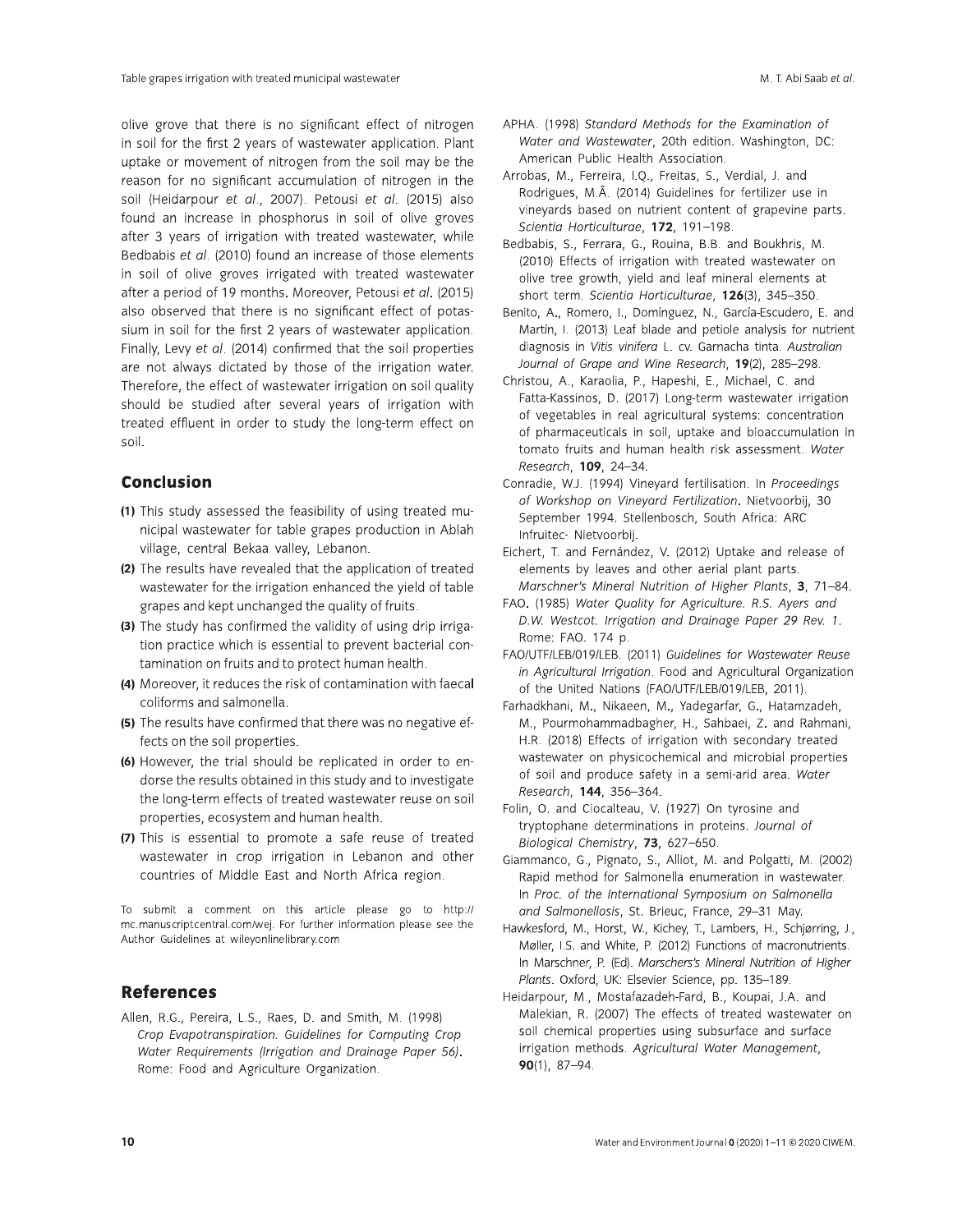olive grove that there is no significant effect of nitrogen in soil for the first 2 years of wastewater application. Plant uptake or movement of nitrogen from the soil may be the reason for no significant accumulation of nitrogen in the soil (Heidarpour *et al*., 2007). Petousi *et al*. (2015) also found an increase in phosphorus in soil of olive groves after 3 years of irrigation with treated wastewater, while Bedbabis *et al*. (2010) found an increase of those elements in soil of olive groves irrigated with treated wastewater after a period of 19 months. Moreover, Petousi *et al*. (2015) also observed that there is no significant effect of potassium in soil for the first 2 years of wastewater application. Finally, Levy *et al*. (2014) confirmed that the soil properties are not always dictated by those of the irrigation water. Therefore, the effect of wastewater irrigation on soil quality should be studied after several years of irrigation with treated effluent in order to study the long-term effect on soil.

## Conclusion

**(1)** This study assessed the feasibility of using treated municipal wastewater for table grapes production in Ablah village, central Bekaa valley, Lebanon.

**(2)** The results have revealed that the application of treated wastewater for the irrigation enhanced the yield of table grapes and kept unchanged the quality of fruits.

**(3)** The study has confirmed the validity of using drip irrigation practice which is essential to prevent bacterial contamination on fruits and to protect human health.

**(4)** Moreover, it reduces the risk of contamination with faecal coliforms and salmonella.

**(5)** The results have confirmed that there was no negative effects on the soil properties.

**(6)** However, the trial should be replicated in order to endorse the results obtained in this study and to investigate the long-term effects of treated wastewater reuse on soil properties, ecosystem and human health.

**(7)** This is essential to promote a safe reuse of treated wastewater in crop irrigation in Lebanon and other countries of Middle East and North Africa region.

To submit a comment on this article please go to http://mc.manuscriptcentral.com/wej. For further information please see the Author Guidelines at wileyonlinelibrary.com

## References

Allen, R.G., Pereira, L.S., Raes, D. and Smith, M. (1998) *Crop Evapotranspiration. Guidelines for Computing Crop Water Requirements (Irrigation and Drainage Paper 56)*. Rome: Food and Agriculture Organization.

APHA. (1998) *Standard Methods for the Examination of Water and Wastewater*, 20th edition. Washington, DC: American Public Health Association.

Arrobas, M., Ferreira, I.Q., Freitas, S., Verdial, J. and Rodrigues, M.Â. (2014) Guidelines for fertilizer use in vineyards based on nutrient content of grapevine parts. *Scientia Horticulturae*, **172**, 191–198.

Bedbabis, S., Ferrara, G., Rouina, B.B. and Boukhris, M. (2010) Effects of irrigation with treated wastewater on olive tree growth, yield and leaf mineral elements at short term. *Scientia Horticulturae*, **126**(3), 345–350.

Benito, A., Romero, I., Domínguez, N., García-Escudero, E. and Martín, I. (2013) Leaf blade and petiole analysis for nutrient diagnosis in *Vitis vinifera* L. cv. Garnacha tinta. *Australian Journal of Grape and Wine Research*, **19**(2), 285–298.

Christou, A., Karaolia, P., Hapeshi, E., Michael, C. and Fatta-Kassinos, D. (2017) Long-term wastewater irrigation of vegetables in real agricultural systems: concentration of pharmaceuticals in soil, uptake and bioaccumulation in tomato fruits and human health risk assessment. *Water Research*, **109**, 24–34.

Conradie, W.J. (1994) Vineyard fertilisation. In *Proceedings of Workshop on Vineyard Fertilization*. Nietvoorbij, 30 September 1994. Stellenbosch, South Africa: ARC Infruitec- Nietvoorbij.

Eichert, T. and Fernández, V. (2012) Uptake and release of elements by leaves and other aerial plant parts. *Marschner's Mineral Nutrition of Higher Plants*, **3**, 71–84.

FAO. (1985) *Water Quality for Agriculture. R.S. Ayers and D.W. Westcot. Irrigation and Drainage Paper 29 Rev. 1*. Rome: FAO. 174 p.

FAO/UTF/LEB/019/LEB. (2011) *Guidelines for Wastewater Reuse in Agricultural Irrigation*. Food and Agricultural Organization of the United Nations (FAO/UTF/LEB/019/LEB, 2011).

Farhadkhani, M., Nikaeen, M., Yadegarfar, G., Hatamzadeh, M., Pourmohammadbagher, H., Sahbaei, Z. and Rahmani, H.R. (2018) Effects of irrigation with secondary treated wastewater on physicochemical and microbial properties of soil and produce safety in a semi-arid area. *Water Research*, **144**, 356–364.

Folin, O. and Ciocalteau, V. (1927) On tyrosine and tryptophane determinations in proteins. *Journal of Biological Chemistry*, **73**, 627–650.

Giammanco, G., Pignato, S., Alliot, M. and Polgatti, M. (2002) Rapid method for Salmonella enumeration in wastewater. In *Proc. of the International Symposium on Salmonella and Salmonellosis*, St. Brieuc, France, 29–31 May.

Hawkesford, M., Horst, W., Kichey, T., Lambers, H., Schjørring, J., Møller, I.S. and White, P. (2012) Functions of macronutrients. In Marschner, P. (Ed). *Marschers's Mineral Nutrition of Higher Plants*. Oxford, UK: Elsevier Science, pp. 135–189.

Heidarpour, M., Mostafazadeh-Fard, B., Koupai, J.A. and Malekian, R. (2007) The effects of treated wastewater on soil chemical properties using subsurface and surface irrigation methods. *Agricultural Water Management*, **90**(1), 87–94.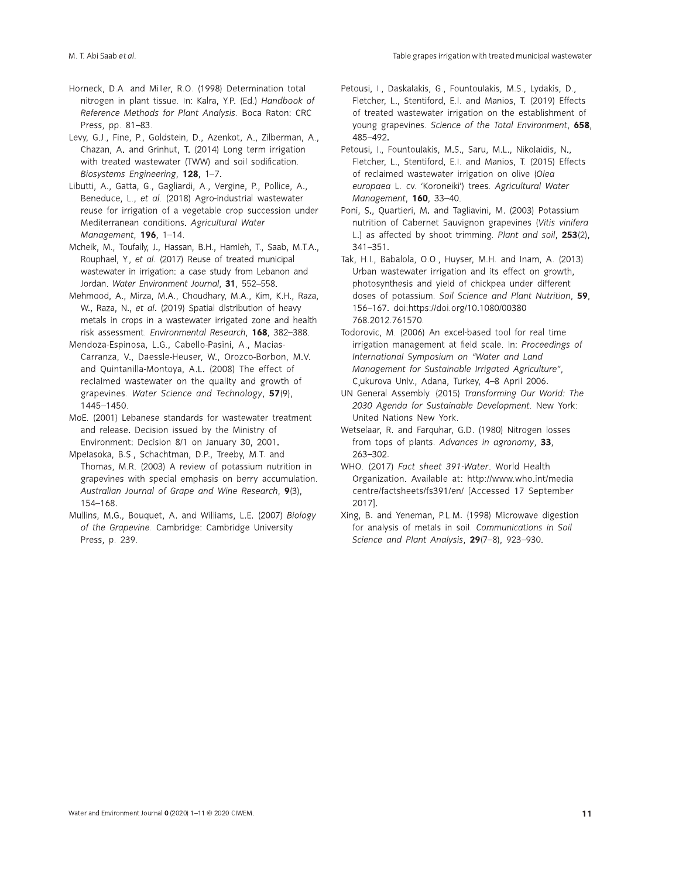Horneck, D.A. and Miller, R.O. (1998) Determination total nitrogen in plant tissue. In: Kalra, Y.P. (Ed.) *Handbook of Reference Methods for Plant Analysis*. Boca Raton: CRC Press, pp. 81–83.

Levy, G.J., Fine, P., Goldstein, D., Azenkot, A., Zilberman, A., Chazan, A. and Grinhut, T. (2014) Long term irrigation with treated wastewater (TWW) and soil sodification. *Biosystems Engineering*, **128**, 1–7.

Libutti, A., Gatta, G., Gagliardi, A., Vergine, P., Pollice, A., Beneduce, L., *et al.* (2018) Agro-industrial wastewater reuse for irrigation of a vegetable crop succession under Mediterranean conditions. *Agricultural Water Management*, **196**, 1–14.

Mcheik, M., Toufaily, J., Hassan, B.H., Hamieh, T., Saab, M.T.A., Rouphael, Y., *et al.* (2017) Reuse of treated municipal wastewater in irrigation: a case study from Lebanon and Jordan. *Water Environment Journal*, **31**, 552–558.

Mehmood, A., Mirza, M.A., Choudhary, M.A., Kim, K.H., Raza, W., Raza, N., *et al.* (2019) Spatial distribution of heavy metals in crops in a wastewater irrigated zone and health risk assessment. *Environmental Research*, **168**, 382–388.

Mendoza-Espinosa, L.G., Cabello-Pasini, A., Macias-Carranza, V., Daessle-Heuser, W., Orozco-Borbon, M.V. and Quintanilla-Montoya, A.L. (2008) The effect of reclaimed wastewater on the quality and growth of grapevines. *Water Science and Technology*, **57**(9), 1445–1450.

MoE. (2001) Lebanese standards for wastewater treatment and release. Decision issued by the Ministry of Environment: Decision 8/1 on January 30, 2001.

Mpelasoka, B.S., Schachtman, D.P., Treeby, M.T. and Thomas, M.R. (2003) A review of potassium nutrition in grapevines with special emphasis on berry accumulation. *Australian Journal of Grape and Wine Research*, **9**(3), 154–168.

Mullins, M.G., Bouquet, A. and Williams, L.E. (2007) *Biology of the Grapevine*. Cambridge: Cambridge University Press, p. 239.

Petousi, I., Daskalakis, G., Fountoulakis, M.S., Lydakis, D., Fletcher, L., Stentiford, E.I. and Manios, T. (2019) Effects of treated wastewater irrigation on the establishment of young grapevines. *Science of the Total Environment*, **658**, 485–492.

Petousi, I., Fountoulakis, M.S., Saru, M.L., Nikolaidis, N., Fletcher, L., Stentiford, E.I. and Manios, T. (2015) Effects of reclaimed wastewater irrigation on olive (*Olea europaea* L. cv. 'Koroneiki') trees. *Agricultural Water Management*, **160**, 33–40.

Poni, S., Quartieri, M. and Tagliavini, M. (2003) Potassium nutrition of Cabernet Sauvignon grapevines (*Vitis vinifera* L.) as affected by shoot trimming. *Plant and soil*, **253**(2), 341–351.

Tak, H.I., Babalola, O.O., Huyser, M.H. and Inam, A. (2013) Urban wastewater irrigation and its effect on growth, photosynthesis and yield of chickpea under different doses of potassium. *Soil Science and Plant Nutrition*, **59**, 156–167. doi:https://doi.org/10.1080/00380768.2012.761570.

Todorovic, M. (2006) An excel-based tool for real time irrigation management at field scale. In: *Proceedings of International Symposium on "Water and Land Management for Sustainable Irrigated Agriculture"*, Çukurova Univ., Adana, Turkey, 4–8 April 2006.

UN General Assembly. (2015) *Transforming Our World: The 2030 Agenda for Sustainable Development*. New York: United Nations New York.

Wetselaar, R. and Farquhar, G.D. (1980) Nitrogen losses from tops of plants. *Advances in agronomy*, **33**, 263–302.

WHO. (2017) *Fact sheet 391-Water*. World Health Organization. Available at: http://www.who.int/mediacentre/factsheets/fs391/en/ [Accessed 17 September 2017].

Xing, B. and Yeneman, P.L.M. (1998) Microwave digestion for analysis of metals in soil. *Communications in Soil Science and Plant Analysis*, **29**(7–8), 923–930.